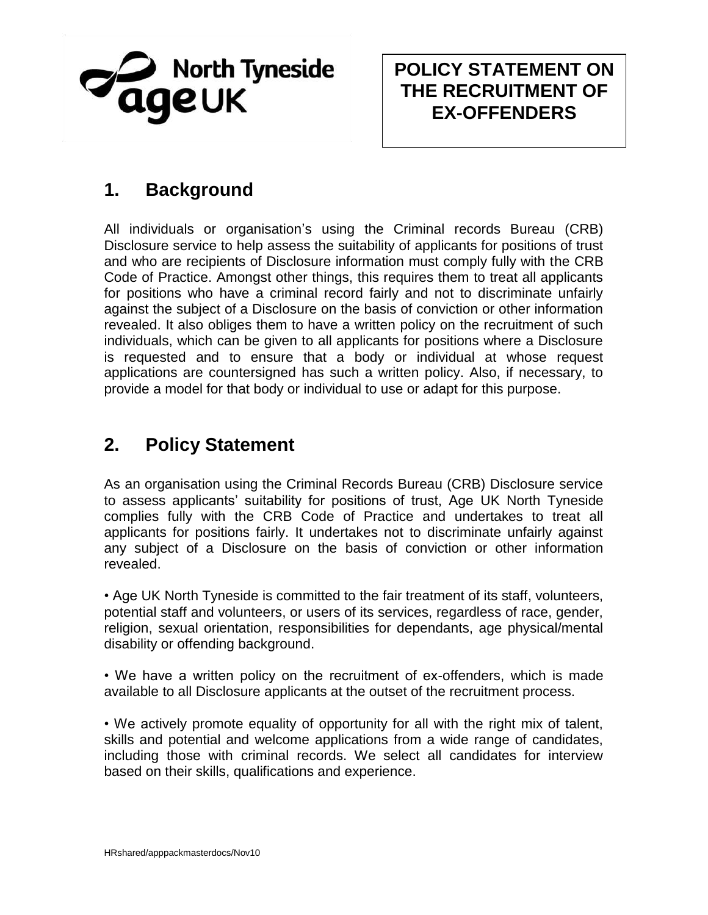North Tyneside age UK

# POLICY STATEMENT ON THE RECRUITMENT OF EX-OFFENDERS

## 1. Background

All individuals or organisation's using the Criminal records Bureau (CRB) Disclosure service to help assess the suitability of applicants for positions of trust and who are recipients of Disclosure information must comply fully with the CRB Code of Practice. Amongst other things, this requires them to treat all applicants for positions who have a criminal record fairly and not to discriminate unfairly against the subject of a Disclosure on the basis of conviction or other information revealed. It also obliges them to have a written policy on the recruitment of such individuals, which can be given to all applicants for positions where a Disclosure is requested and to ensure that a body or individual at whose request applications are countersigned has such a written policy. Also, if necessary, to provide a model for that body or individual to use or adapt for this purpose.

## 2. Policy Statement

As an organisation using the Criminal Records Bureau (CRB) Disclosure service to assess applicants' suitability for positions of trust, Age UK North Tyneside complies fully with the CRB Code of Practice and undertakes to treat all applicants for positions fairly. It undertakes not to discriminate unfairly against any subject of a Disclosure on the basis of conviction or other information revealed.

- Age UK North Tyneside is committed to the fair treatment of its staff, volunteers, potential staff and volunteers, or users of its services, regardless of race, gender, religion, sexual orientation, responsibilities for dependants, age physical/mental disability or offending background.

- We have a written policy on the recruitment of ex-offenders, which is made available to all Disclosure applicants at the outset of the recruitment process.

- We actively promote equality of opportunity for all with the right mix of talent, skills and potential and welcome applications from a wide range of candidates, including those with criminal records. We select all candidates for interview based on their skills, qualifications and experience.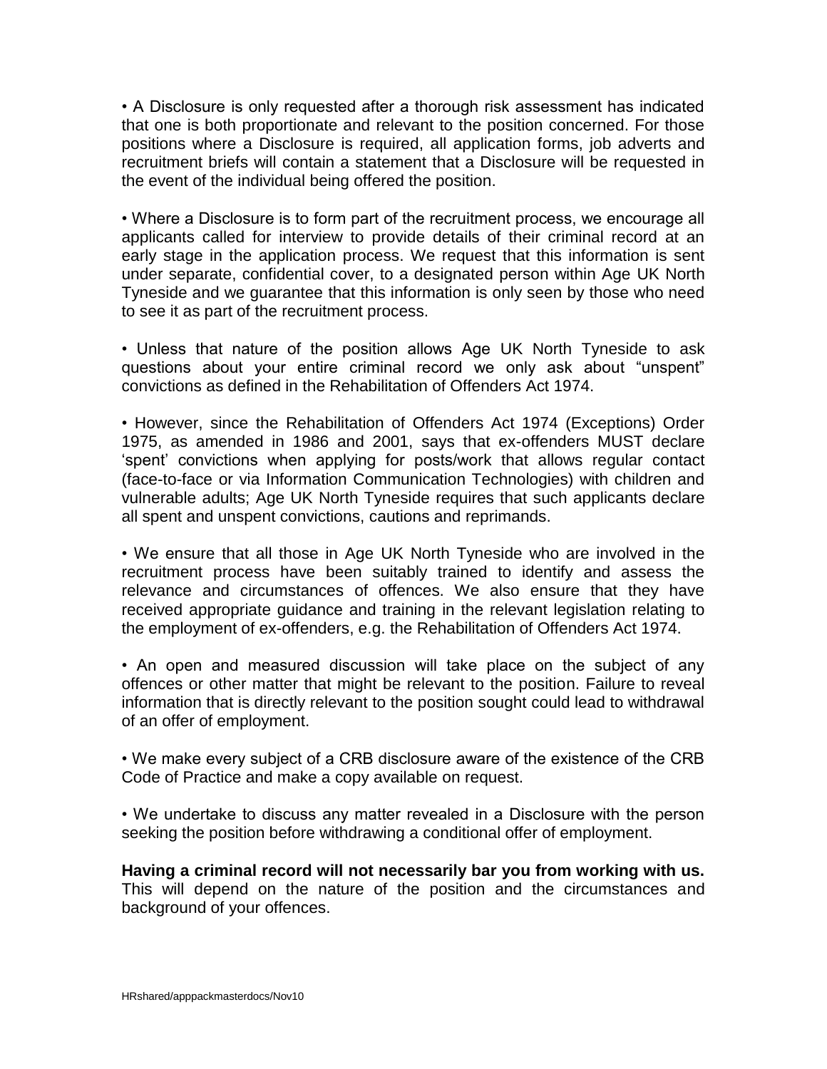• A Disclosure is only requested after a thorough risk assessment has indicated that one is both proportionate and relevant to the position concerned. For those positions where a Disclosure is required, all application forms, job adverts and recruitment briefs will contain a statement that a Disclosure will be requested in the event of the individual being offered the position.

• Where a Disclosure is to form part of the recruitment process, we encourage all applicants called for interview to provide details of their criminal record at an early stage in the application process. We request that this information is sent under separate, confidential cover, to a designated person within Age UK North Tyneside and we guarantee that this information is only seen by those who need to see it as part of the recruitment process.

• Unless that nature of the position allows Age UK North Tyneside to ask questions about your entire criminal record we only ask about “unspent” convictions as defined in the Rehabilitation of Offenders Act 1974.

• However, since the Rehabilitation of Offenders Act 1974 (Exceptions) Order 1975, as amended in 1986 and 2001, says that ex-offenders MUST declare ‘spent’ convictions when applying for posts/work that allows regular contact (face-to-face or via Information Communication Technologies) with children and vulnerable adults; Age UK North Tyneside requires that such applicants declare all spent and unspent convictions, cautions and reprimands.

• We ensure that all those in Age UK North Tyneside who are involved in the recruitment process have been suitably trained to identify and assess the relevance and circumstances of offences. We also ensure that they have received appropriate guidance and training in the relevant legislation relating to the employment of ex-offenders, e.g. the Rehabilitation of Offenders Act 1974.

• An open and measured discussion will take place on the subject of any offences or other matter that might be relevant to the position. Failure to reveal information that is directly relevant to the position sought could lead to withdrawal of an offer of employment.

• We make every subject of a CRB disclosure aware of the existence of the CRB Code of Practice and make a copy available on request.

• We undertake to discuss any matter revealed in a Disclosure with the person seeking the position before withdrawing a conditional offer of employment.

**Having a criminal record will not necessarily bar you from working with us.** This will depend on the nature of the position and the circumstances and background of your offences.

HRshared/apppackmasterdocs/Nov10